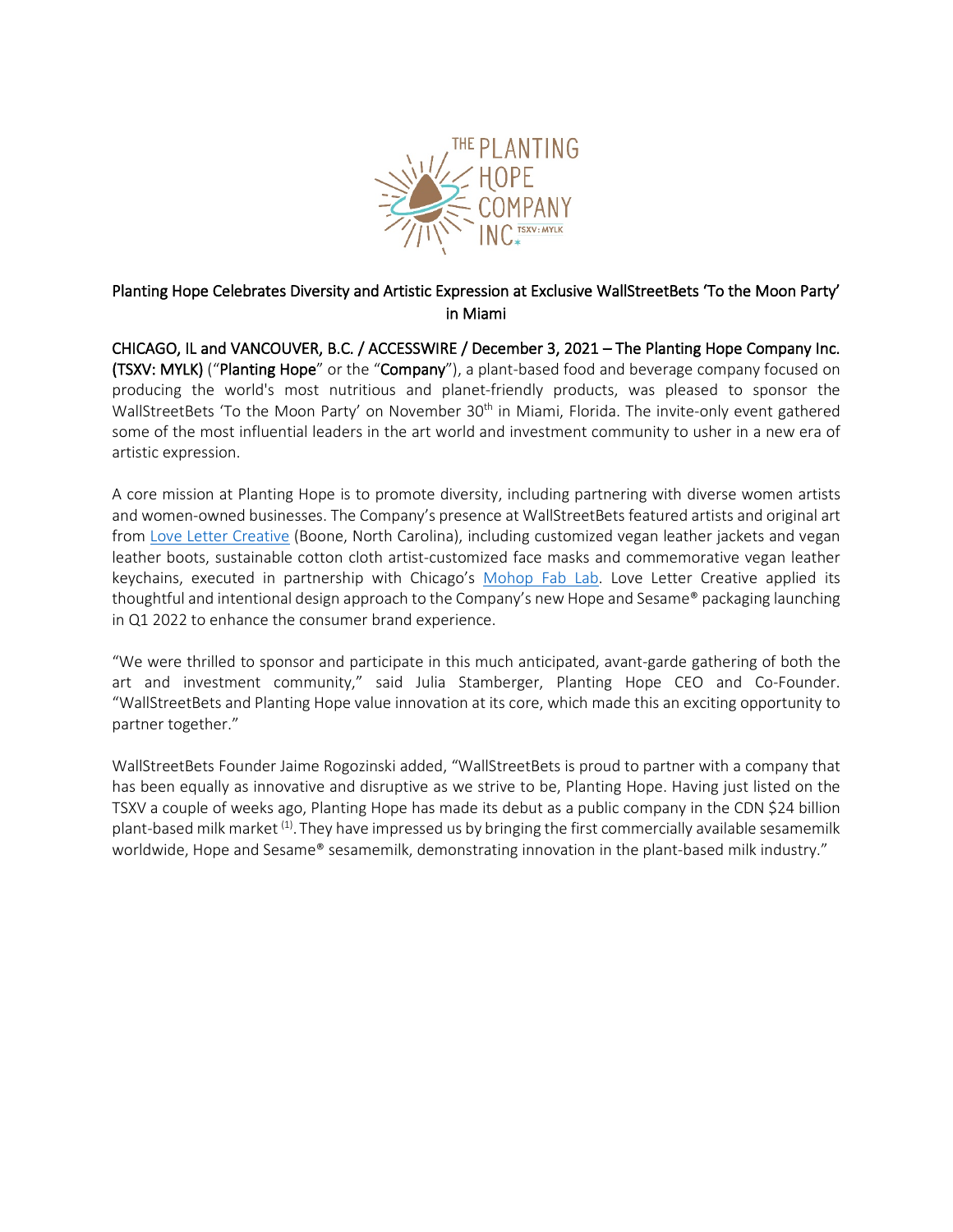THE PLANTING HOPE COMPANY INC. TSXV: MYLK

# Planting Hope Celebrates Diversity and Artistic Expression at Exclusive WallStreetBets 'To the Moon Party' in Miami

**CHICAGO, IL and VANCOUVER, B.C. / ACCESSWIRE / December 3, 2021 – The Planting Hope Company Inc. (TSXV: MYLK)** ("**Planting Hope**" or the "**Company**"), a plant-based food and beverage company focused on producing the world's most nutritious and planet-friendly products, was pleased to sponsor the WallStreetBets 'To the Moon Party' on November 30th in Miami, Florida. The invite-only event gathered some of the most influential leaders in the art world and investment community to usher in a new era of artistic expression.

A core mission at Planting Hope is to promote diversity, including partnering with diverse women artists and women-owned businesses. The Company's presence at WallStreetBets featured artists and original art from Love Letter Creative (Boone, North Carolina), including customized vegan leather jackets and vegan leather boots, sustainable cotton cloth artist-customized face masks and commemorative vegan leather keychains, executed in partnership with Chicago's Mohop Fab Lab. Love Letter Creative applied its thoughtful and intentional design approach to the Company's new Hope and Sesame® packaging launching in Q1 2022 to enhance the consumer brand experience.

"We were thrilled to sponsor and participate in this much anticipated, avant-garde gathering of both the art and investment community," said Julia Stamberger, Planting Hope CEO and Co-Founder. "WallStreetBets and Planting Hope value innovation at its core, which made this an exciting opportunity to partner together."

WallStreetBets Founder Jaime Rogozinski added, "WallStreetBets is proud to partner with a company that has been equally as innovative and disruptive as we strive to be, Planting Hope. Having just listed on the TSXV a couple of weeks ago, Planting Hope has made its debut as a public company in the CDN $24 billion plant-based milk market (1). They have impressed us by bringing the first commercially available sesamemilk worldwide, Hope and Sesame® sesamemilk, demonstrating innovation in the plant-based milk industry."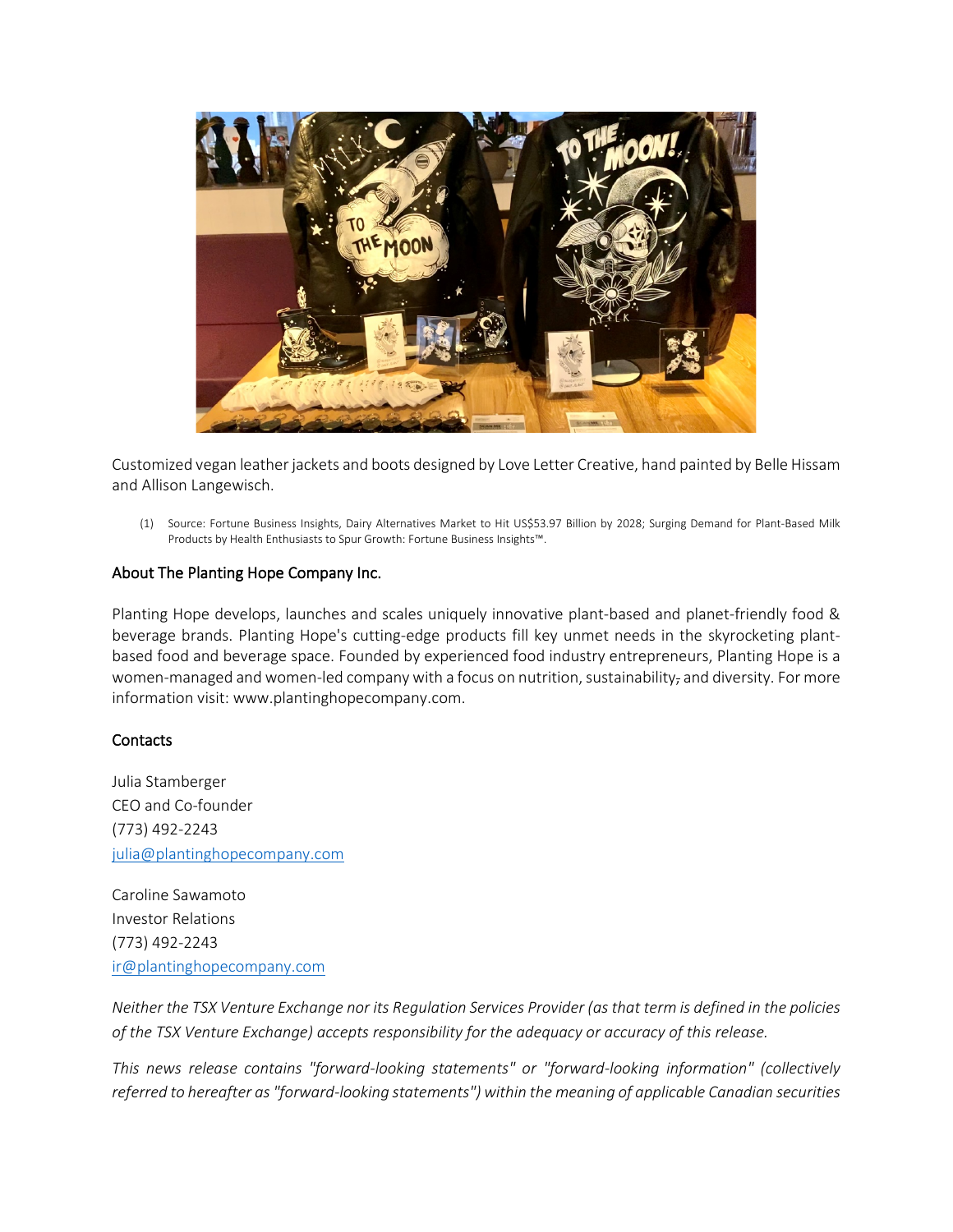Customized vegan leather jackets and boots designed by Love Letter Creative, hand painted by Belle Hissam and Allison Langewisch.

(1) Source: Fortune Business Insights, Dairy Alternatives Market to Hit US$53.97 Billion by 2028; Surging Demand for Plant-Based Milk Products by Health Enthusiasts to Spur Growth: Fortune Business Insights™.

## About The Planting Hope Company Inc.

Planting Hope develops, launches and scales uniquely innovative plant-based and planet-friendly food & beverage brands. Planting Hope's cutting-edge products fill key unmet needs in the skyrocketing plant-based food and beverage space. Founded by experienced food industry entrepreneurs, Planting Hope is a women-managed and women-led company with a focus on nutrition, sustainability, and diversity. For more information visit: www.plantinghopecompany.com.

## Contacts

Julia Stamberger
CEO and Co-founder
(773) 492-2243
julia@plantinghopecompany.com

Caroline Sawamoto
Investor Relations
(773) 492-2243
ir@plantinghopecompany.com

*Neither the TSX Venture Exchange nor its Regulation Services Provider (as that term is defined in the policies of the TSX Venture Exchange) accepts responsibility for the adequacy or accuracy of this release.*

*This news release contains "forward-looking statements" or "forward-looking information" (collectively referred to hereafter as "forward-looking statements") within the meaning of applicable Canadian securities*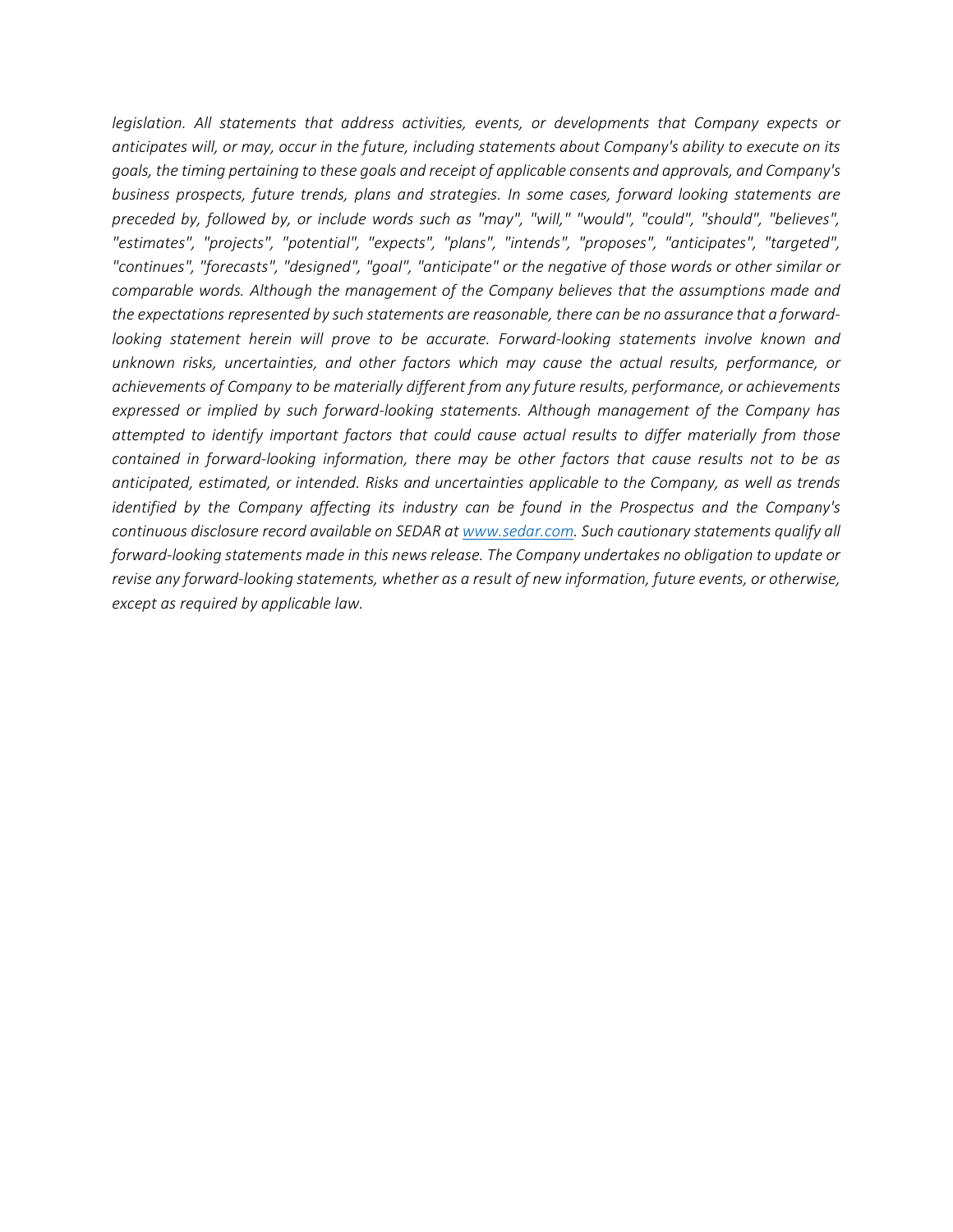*legislation. All statements that address activities, events, or developments that Company expects or anticipates will, or may, occur in the future, including statements about Company's ability to execute on its goals, the timing pertaining to these goals and receipt of applicable consents and approvals, and Company's business prospects, future trends, plans and strategies. In some cases, forward looking statements are preceded by, followed by, or include words such as "may", "will," "would", "could", "should", "believes", "estimates", "projects", "potential", "expects", "plans", "intends", "proposes", "anticipates", "targeted", "continues", "forecasts", "designed", "goal", "anticipate" or the negative of those words or other similar or comparable words. Although the management of the Company believes that the assumptions made and the expectations represented by such statements are reasonable, there can be no assurance that a forward-looking statement herein will prove to be accurate. Forward-looking statements involve known and unknown risks, uncertainties, and other factors which may cause the actual results, performance, or achievements of Company to be materially different from any future results, performance, or achievements expressed or implied by such forward-looking statements. Although management of the Company has attempted to identify important factors that could cause actual results to differ materially from those contained in forward-looking information, there may be other factors that cause results not to be as anticipated, estimated, or intended. Risks and uncertainties applicable to the Company, as well as trends identified by the Company affecting its industry can be found in the Prospectus and the Company's continuous disclosure record available on SEDAR at [www.sedar.com](http://www.sedar.com). Such cautionary statements qualify all forward-looking statements made in this news release. The Company undertakes no obligation to update or revise any forward-looking statements, whether as a result of new information, future events, or otherwise, except as required by applicable law.*